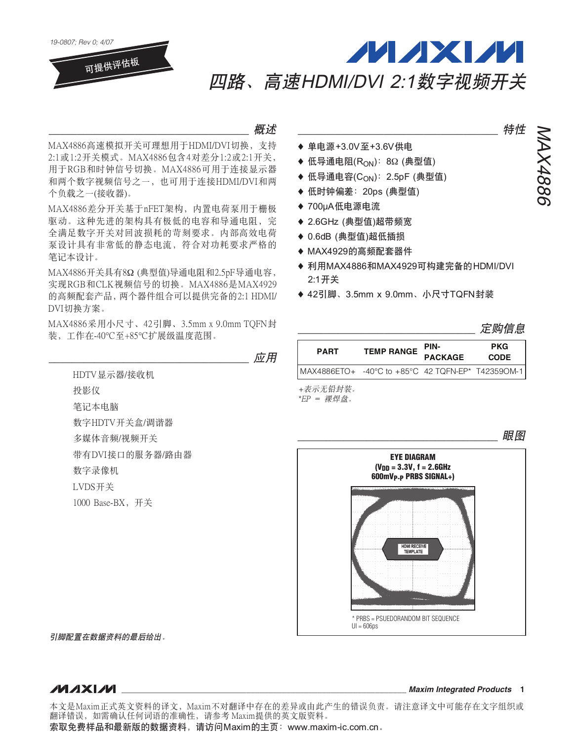19-0807; Rev 0; 4/07

可提供评估板

# 四路、高速HDMI/DVI 2:1数字视频开关

MAX4886

## 概述

MAX4886高速模拟开关可理想用于HDMI/DVI切换，支持2:1或1:2开关模式。MAX4886包含4对差分1:2或2:1开关，用于RGB和时钟信号切换。MAX4886可用于连接显示器和两个数字视频信号之一，也可用于连接HDMI/DVI和两个负载之一(接收器)。

MAX4886差分开关基于nFET架构，内置电荷泵用于栅极驱动。这种先进的架构具有极低的电容和导通电阻，完全满足数字开关对回波损耗的苛刻要求。内部高效电荷泵设计具有非常低的静态电流，符合对功耗要求严格的笔记本设计。

MAX4886开关具有8Ω (典型值)导通电阻和2.5pF导通电容，实现RGB和CLK视频信号的切换。MAX4886是MAX4929的高频配套产品，两个器件组合可以提供完备的2:1 HDMI/DVI切换方案。

MAX4886采用小尺寸、42引脚、3.5mm x 9.0mm TQFN封装，工作在-40°C至+85°C扩展级温度范围。

## 应用

- HDTV显示器/接收机
- 投影仪
- 笔记本电脑
- 数字HDTV开关盒/调谐器
- 多媒体音频/视频开关
- 带有DVI接口的服务器/路由器
- 数字录像机
- LVDS开关
- 1000 Base-BX，开关

*引脚配置在数据资料的最后给出。*

## 特性

- ♦ 单电源+3.0V至+3.6V供电
- ♦ 低导通电阻($R_{ON}$)：8Ω (典型值)
- ♦ 低导通电容($C_{ON}$)：2.5pF (典型值)
- ♦ 低时钟偏差：20ps (典型值)
- ♦ 700µA低电源电流
- ♦ 2.6GHz (典型值)超带频宽
- ♦ 0.6dB (典型值)超低插损
- ♦ MAX4929的高频配套器件
- ♦ 利用MAX4886和MAX4929可构建完备的HDMI/DVI 2:1开关
- ♦ 42引脚、3.5mm x 9.0mm、小尺寸TQFN封装

## 定购信息

| PART | TEMP RANGE | PIN-PACKAGE | PKG CODE |
|---|---|---|---|
| MAX4886ETO+ | -40°C to +85°C | 42 TQFN-EP* | T42359OM-1 |

*+表示无铅封装。*
*\*EP = 裸焊盘。*

## 眼图

EYE DIAGRAM
($V_{DD}$ = 3.3V, f = 2.6GHz
600m$V_{P-P}$ PRBS SIGNAL+)

HDMI RECEIVE TEMPLATE

\* PRBS = PSUEDORANDOM BIT SEQUENCE
UI = 606ps

本文是Maxim正式英文资料的译文，Maxim不对翻译中存在的差异或由此产生的错误负责。请注意译文中可能存在文字组织或翻译错误，如需确认任何词语的准确性，请参考Maxim提供的英文版资料。

索取免费样品和最新版的数据资料，请访问Maxim的主页：www.maxim-ic.com.cn。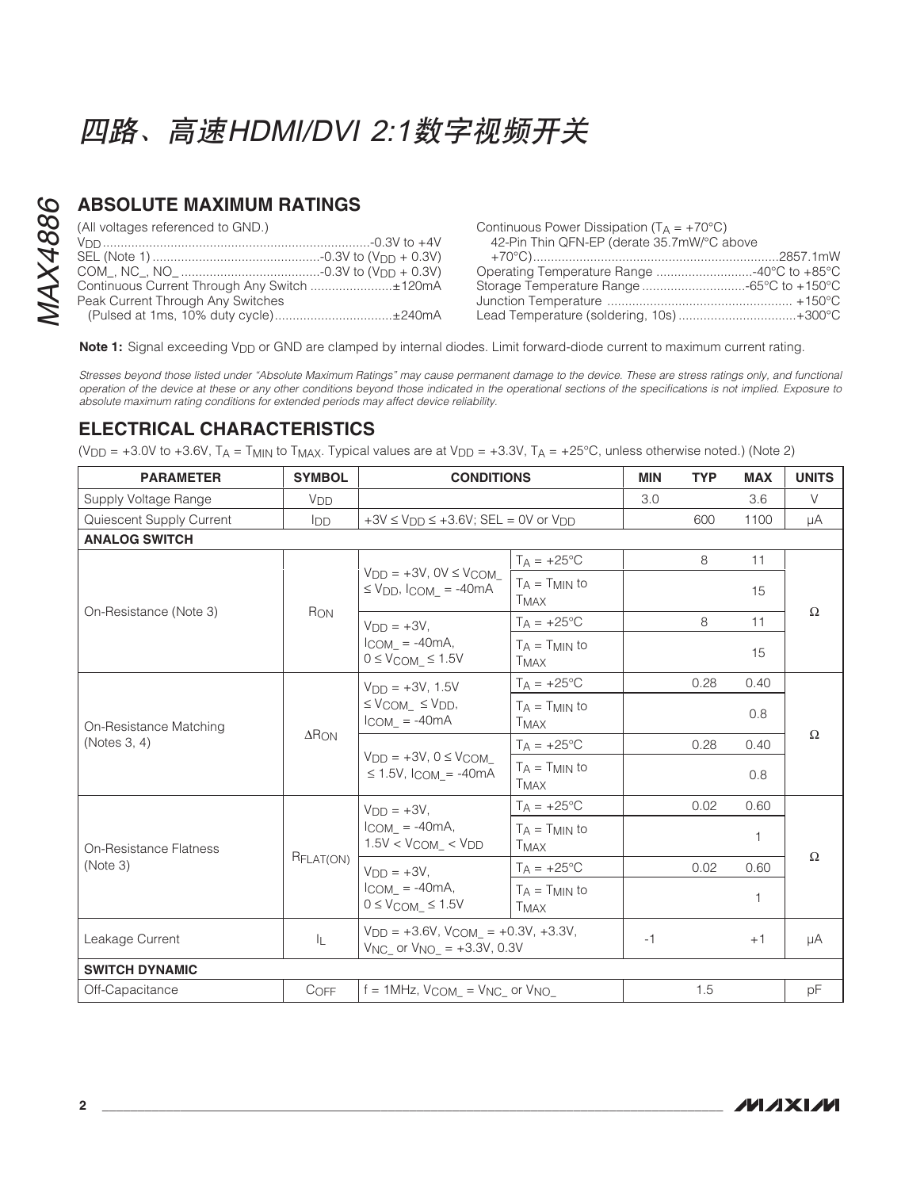## ABSOLUTE MAXIMUM RATINGS

(All voltages referenced to GND.)

$V_{DD}$ .......................................................................... -0.3V to +4V
SEL (Note 1) .............................................. -0.3V to ($V_{DD}$ + 0.3V)
COM_, NC_, NO_ ....................................... -0.3V to ($V_{DD}$ + 0.3V)
Continuous Current Through Any Switch ....................... ±120mA
Peak Current Through Any Switches
(Pulsed at 1ms, 10% duty cycle) ................................. ±240mA

Continuous Power Dissipation ($T_A$ = +70°C)
42-Pin Thin QFN-EP (derate 35.7mW/°C above +70°C) .................................................................... 2857.1mW
Operating Temperature Range ........................... -40°C to +85°C
Storage Temperature Range ............................. -65°C to +150°C
Junction Temperature ................................................... +150°C
Lead Temperature (soldering, 10s) ................................ +300°C

**Note 1:** Signal exceeding $V_{DD}$ or GND are clamped by internal diodes. Limit forward-diode current to maximum current rating.

*Stresses beyond those listed under "Absolute Maximum Ratings" may cause permanent damage to the device. These are stress ratings only, and functional operation of the device at these or any other conditions beyond those indicated in the operational sections of the specifications is not implied. Exposure to absolute maximum rating conditions for extended periods may affect device reliability.*

## ELECTRICAL CHARACTERISTICS

($V_{DD}$ = +3.0V to +3.6V, $T_A$ = $T_{MIN}$ to $T_{MAX}$. Typical values are at $V_{DD}$ = +3.3V, $T_A$ = +25°C, unless otherwise noted.) (Note 2)

| PARAMETER | SYMBOL | CONDITIONS | | MIN | TYP | MAX | UNITS |
|---|---|---|---|---|---|---|---|
| Supply Voltage Range | $V_{DD}$ | | | 3.0 | | 3.6 | V |
| Quiescent Supply Current | $I_{DD}$ | +3V ≤ $V_{DD}$ ≤ +3.6V; SEL = 0V or $V_{DD}$ | | | 600 | 1100 | µA |
| **ANALOG SWITCH** | | | | | | | |
| On-Resistance (Note 3) | $R_{ON}$ | $V_{DD}$ = +3V, 0V ≤ $V_{COM\_}$ ≤ $V_{DD}$, $I_{COM\_}$ = -40mA | $T_A$ = +25°C | | 8 | 11 | Ω |
| | | | $T_A$ = $T_{MIN}$ to $T_{MAX}$ | | | 15 | |
| | | $V_{DD}$ = +3V, $I_{COM\_}$ = -40mA, 0 ≤ $V_{COM\_}$ ≤ 1.5V | $T_A$ = +25°C | | 8 | 11 | |
| | | | $T_A$ = $T_{MIN}$ to $T_{MAX}$ | | | 15 | |
| On-Resistance Matching (Notes 3, 4) | $\Delta R_{ON}$ | $V_{DD}$ = +3V, 1.5V ≤ $V_{COM\_}$ ≤ $V_{DD}$, $I_{COM\_}$ = -40mA | $T_A$ = +25°C | | 0.28 | 0.40 | Ω |
| | | | $T_A$ = $T_{MIN}$ to $T_{MAX}$ | | | 0.8 | |
| | | $V_{DD}$ = +3V, 0 ≤ $V_{COM\_}$ ≤ 1.5V, $I_{COM\_}$ = -40mA | $T_A$ = +25°C | | 0.28 | 0.40 | |
| | | | $T_A$ = $T_{MIN}$ to $T_{MAX}$ | | | 0.8 | |
| On-Resistance Flatness (Note 3) | $R_{FLAT(ON)}$ | $V_{DD}$ = +3V, $I_{COM\_}$ = -40mA, 1.5V < $V_{COM\_}$ < $V_{DD}$ | $T_A$ = +25°C | | 0.02 | 0.60 | Ω |
| | | | $T_A$ = $T_{MIN}$ to $T_{MAX}$ | | | 1 | |
| | | $V_{DD}$ = +3V, $I_{COM\_}$ = -40mA, 0 ≤ $V_{COM\_}$ ≤ 1.5V | $T_A$ = +25°C | | 0.02 | 0.60 | |
| | | | $T_A$ = $T_{MIN}$ to $T_{MAX}$ | | | 1 | |
| Leakage Current | $I_L$ | $V_{DD}$ = +3.6V, $V_{COM\_}$ = +0.3V, +3.3V, $V_{NC\_}$ or $V_{NO\_}$ = +3.3V, 0.3V | | -1 | | +1 | µA |
| **SWITCH DYNAMIC** | | | | | | | |
| Off-Capacitance | $C_{OFF}$ | f = 1MHz, $V_{COM\_}$ = $V_{NC\_}$ or $V_{NO\_}$ | | | 1.5 | | pF |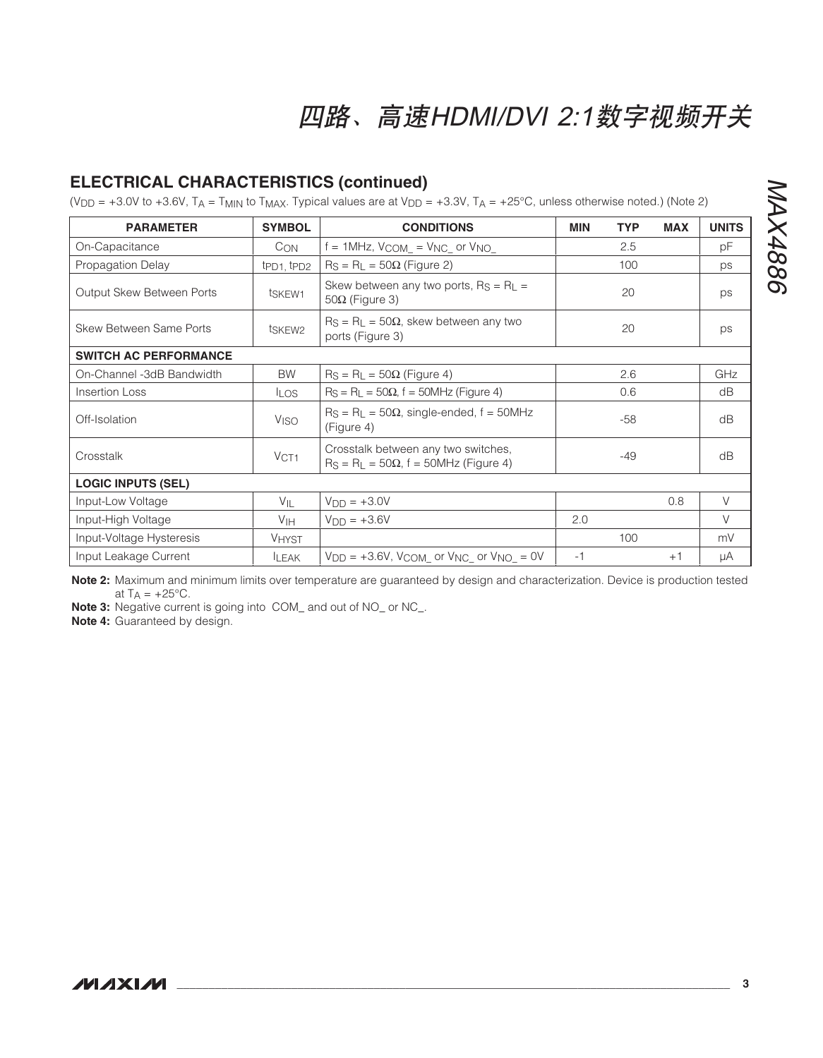## ELECTRICAL CHARACTERISTICS (continued)

($V_{DD}$ = +3.0V to +3.6V, $T_A$ = $T_{MIN}$ to $T_{MAX}$. Typical values are at $V_{DD}$ = +3.3V, $T_A$ = +25°C, unless otherwise noted.) (Note 2)

| PARAMETER | SYMBOL | CONDITIONS | MIN | TYP | MAX | UNITS |
|---|---|---|---|---|---|---|
| On-Capacitance | $C_{ON}$ | f = 1MHz, $V_{COM\_}$ = $V_{NC\_}$ or $V_{NO\_}$ | | 2.5 | | pF |
| Propagation Delay | $t_{PD1}$, $t_{PD2}$ | $R_S$ = $R_L$ = 50Ω (Figure 2) | | 100 | | ps |
| Output Skew Between Ports | $t_{SKEW1}$ | Skew between any two ports, $R_S$ = $R_L$ = 50Ω (Figure 3) | | 20 | | ps |
| Skew Between Same Ports | $t_{SKEW2}$ | $R_S$ = $R_L$ = 50Ω, skew between any two ports (Figure 3) | | 20 | | ps |
| **SWITCH AC PERFORMANCE** | | | | | | |
| On-Channel -3dB Bandwidth | BW | $R_S$ = $R_L$ = 50Ω (Figure 4) | | 2.6 | | GHz |
| Insertion Loss | $I_{LOS}$ | $R_S$ = $R_L$ = 50Ω, f = 50MHz (Figure 4) | | 0.6 | | dB |
| Off-Isolation | $V_{ISO}$ | $R_S$ = $R_L$ = 50Ω, single-ended, f = 50MHz (Figure 4) | | -58 | | dB |
| Crosstalk | $V_{CT1}$ | Crosstalk between any two switches, $R_S$ = $R_L$ = 50Ω, f = 50MHz (Figure 4) | | -49 | | dB |
| **LOGIC INPUTS (SEL)** | | | | | | |
| Input-Low Voltage | $V_{IL}$ | $V_{DD}$ = +3.0V | | | 0.8 | V |
| Input-High Voltage | $V_{IH}$ | $V_{DD}$ = +3.6V | 2.0 | | | V |
| Input-Voltage Hysteresis | $V_{HYST}$ | | | 100 | | mV |
| Input Leakage Current | $I_{LEAK}$ | $V_{DD}$ = +3.6V, $V_{COM\_}$ or $V_{NC\_}$ or $V_{NO\_}$ = 0V | -1 | | +1 | μA |

**Note 2:** Maximum and minimum limits over temperature are guaranteed by design and characterization. Device is production tested at $T_A$ = +25°C.

**Note 3:** Negative current is going into COM_ and out of NO_ or NC_.

**Note 4:** Guaranteed by design.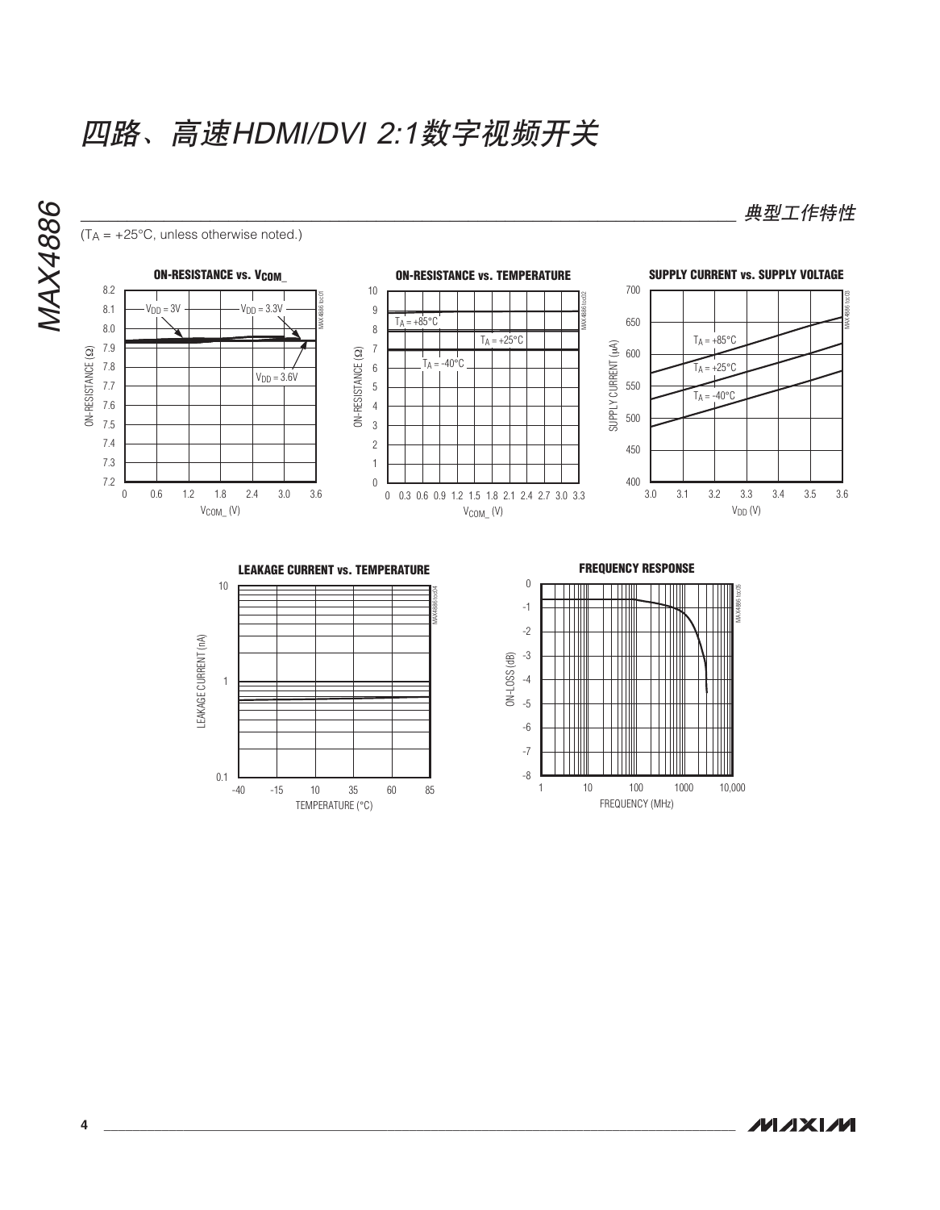## 典型工作特性

($T_A$ = +25°C, unless otherwise noted.)

**ON-RESISTANCE vs. $V_{COM\_}$**

$V_{DD}$ = 3V, $V_{DD}$ = 3.3V, $V_{DD}$ = 3.6V

ON-RESISTANCE (Ω) vs. $V_{COM\_}$ (V)

**ON-RESISTANCE vs. TEMPERATURE**

$T_A$ = +85°C, $T_A$ = +25°C, $T_A$ = -40°C

ON-RESISTANCE (Ω) vs. $V_{COM\_}$ (V)

**SUPPLY CURRENT vs. SUPPLY VOLTAGE**

$T_A$ = +85°C, $T_A$ = +25°C, $T_A$ = -40°C

SUPPLY CURRENT (µA) vs. $V_{DD}$ (V)

**LEAKAGE CURRENT vs. TEMPERATURE**

LEAKAGE CURRENT (nA) vs. TEMPERATURE (°C)

**FREQUENCY RESPONSE**

ON-LOSS (dB) vs. FREQUENCY (MHz)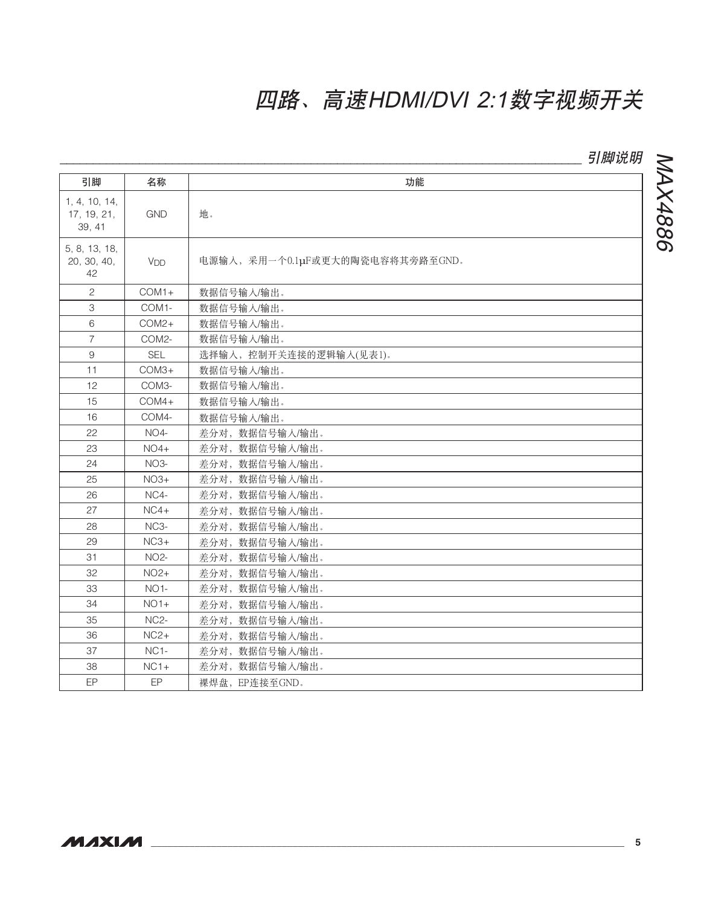## 引脚说明

| 引脚 | 名称 | 功能 |
|---|---|---|
| 1, 4, 10, 14, 17, 19, 21, 39, 41 | GND | 地。 |
| 5, 8, 13, 18, 20, 30, 40, 42 | $V_{DD}$ | 电源输入，采用一个0.1µF或更大的陶瓷电容将其旁路至GND。 |
| 2 | COM1+ | 数据信号输入/输出。 |
| 3 | COM1- | 数据信号输入/输出。 |
| 6 | COM2+ | 数据信号输入/输出。 |
| 7 | COM2- | 数据信号输入/输出。 |
| 9 | SEL | 选择输入，控制开关连接的逻辑输入(见表1)。 |
| 11 | COM3+ | 数据信号输入/输出。 |
| 12 | COM3- | 数据信号输入/输出。 |
| 15 | COM4+ | 数据信号输入/输出。 |
| 16 | COM4- | 数据信号输入/输出。 |
| 22 | NO4- | 差分对，数据信号输入/输出。 |
| 23 | NO4+ | 差分对，数据信号输入/输出。 |
| 24 | NO3- | 差分对，数据信号输入/输出。 |
| 25 | NO3+ | 差分对，数据信号输入/输出。 |
| 26 | NC4- | 差分对，数据信号输入/输出。 |
| 27 | NC4+ | 差分对，数据信号输入/输出。 |
| 28 | NC3- | 差分对，数据信号输入/输出。 |
| 29 | NC3+ | 差分对，数据信号输入/输出。 |
| 31 | NO2- | 差分对，数据信号输入/输出。 |
| 32 | NO2+ | 差分对，数据信号输入/输出。 |
| 33 | NO1- | 差分对，数据信号输入/输出。 |
| 34 | NO1+ | 差分对，数据信号输入/输出。 |
| 35 | NC2- | 差分对，数据信号输入/输出。 |
| 36 | NC2+ | 差分对，数据信号输入/输出。 |
| 37 | NC1- | 差分对，数据信号输入/输出。 |
| 38 | NC1+ | 差分对，数据信号输入/输出。 |
| EP | EP | 裸焊盘，EP连接至GND。 |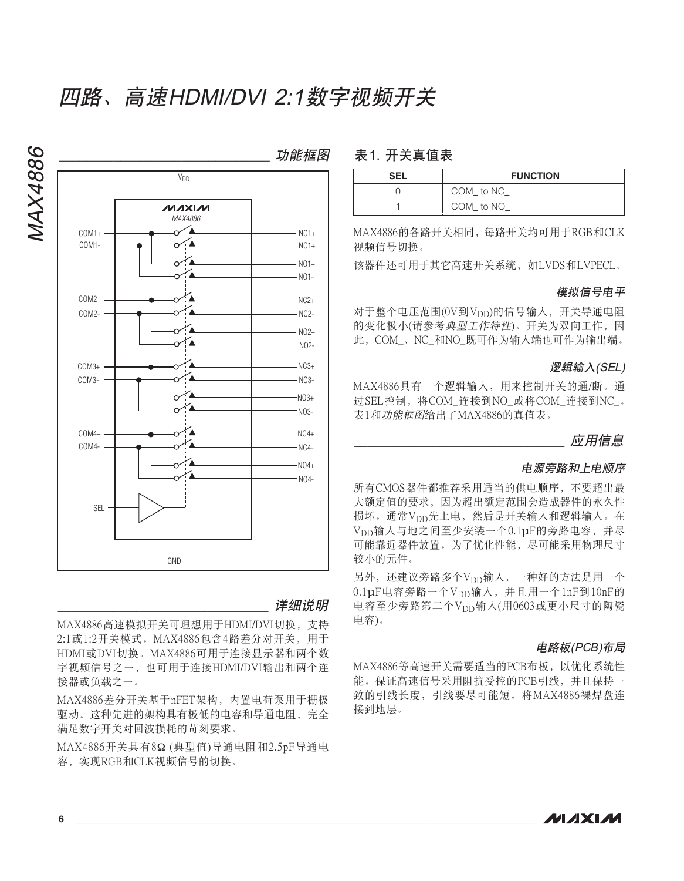# 四路、高速HDMI/DVI 2:1数字视频开关

## 功能框图

## 详细说明

MAX4886高速模拟开关可理想用于HDMI/DVI切换，支持2:1或1:2开关模式。MAX4886包含4路差分对开关，用于HDMI或DVI切换。MAX4886可用于连接显示器和两个数字视频信号之一，也可用于连接HDMI/DVI输出和两个连接器或负载之一。

MAX4886差分开关基于nFET架构，内置电荷泵用于栅极驱动。这种先进的架构具有极低的电容和导通电阻，完全满足数字开关对回波损耗的苛刻要求。

MAX4886开关具有8Ω (典型值)导通电阻和2.5pF导通电容，实现RGB和CLK视频信号的切换。

### 表1. 开关真值表

| SEL | FUNCTION |
|---|---|
| 0 | COM_ to NC_ |
| 1 | COM_ to NO_ |

MAX4886的各路开关相同，每路开关均可用于RGB和CLK视频信号切换。

该器件还可用于其它高速开关系统，如LVDS和LVPECL。

### 模拟信号电平

对于整个电压范围(0V到$V_{DD}$)的信号输入，开关导通电阻的变化极小(请参考*典型工作特性*)。开关为双向工作，因此，COM_、NC_和NO_既可作为输入端也可作为输出端。

### 逻辑输入(SEL)

MAX4886具有一个逻辑输入，用来控制开关的通/断。通过SEL控制，将COM_连接到NO_或将COM_连接到NC_。表1和*功能框图*给出了MAX4886的真值表。

## 应用信息

### 电源旁路和上电顺序

所有CMOS器件都推荐采用适当的供电顺序，不要超出最大额定值的要求，因为超出额定范围会造成器件的永久性损坏。通常$V_{DD}$先上电，然后是开关输入和逻辑输入。在$V_{DD}$输入与地之间至少安装一个0.1µF的旁路电容，并尽可能靠近器件放置。为了优化性能，尽可能采用物理尺寸较小的元件。

另外，还建议旁路多个$V_{DD}$输入，一种好的方法是用一个0.1µF电容旁路一个$V_{DD}$输入，并且用一个1nF到10nF的电容至少旁路第二个$V_{DD}$输入(用0603或更小尺寸的陶瓷电容)。

### 电路板(PCB)布局

MAX4886等高速开关需要适当的PCB布板，以优化系统性能。保证高速信号采用阻抗受控的PCB引线，并且保持一致的引线长度，引线要尽可能短。将MAX4886裸焊盘连接到地层。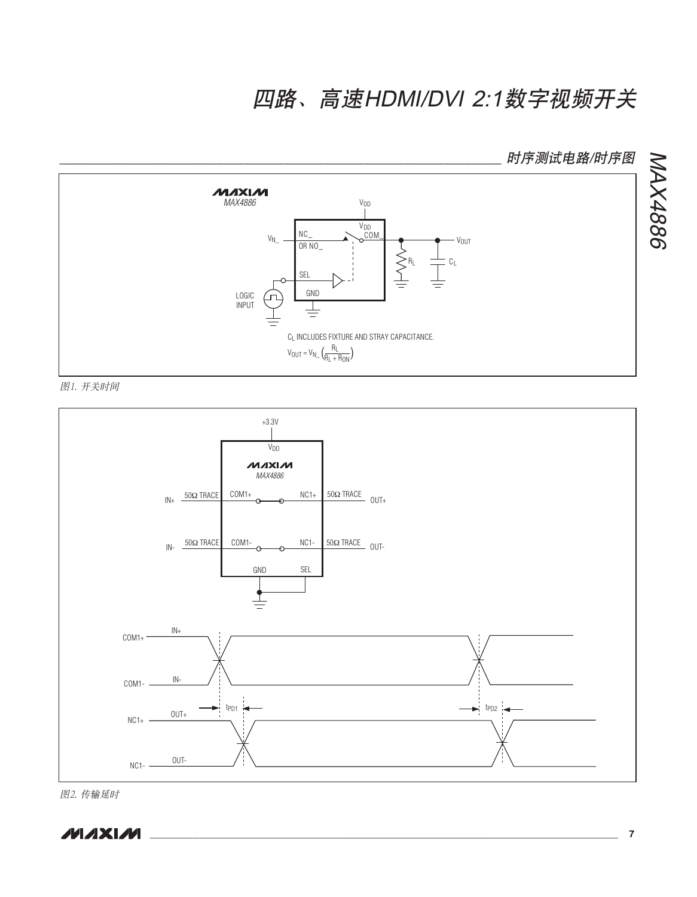## 时序测试电路/时序图

$C_L$ INCLUDES FIXTURE AND STRAY CAPACITANCE.

$$V_{OUT} = V_{N\_}\left(\frac{R_L}{R_L + R_{ON}}\right)$$

图1. 开关时间

图2. 传输延时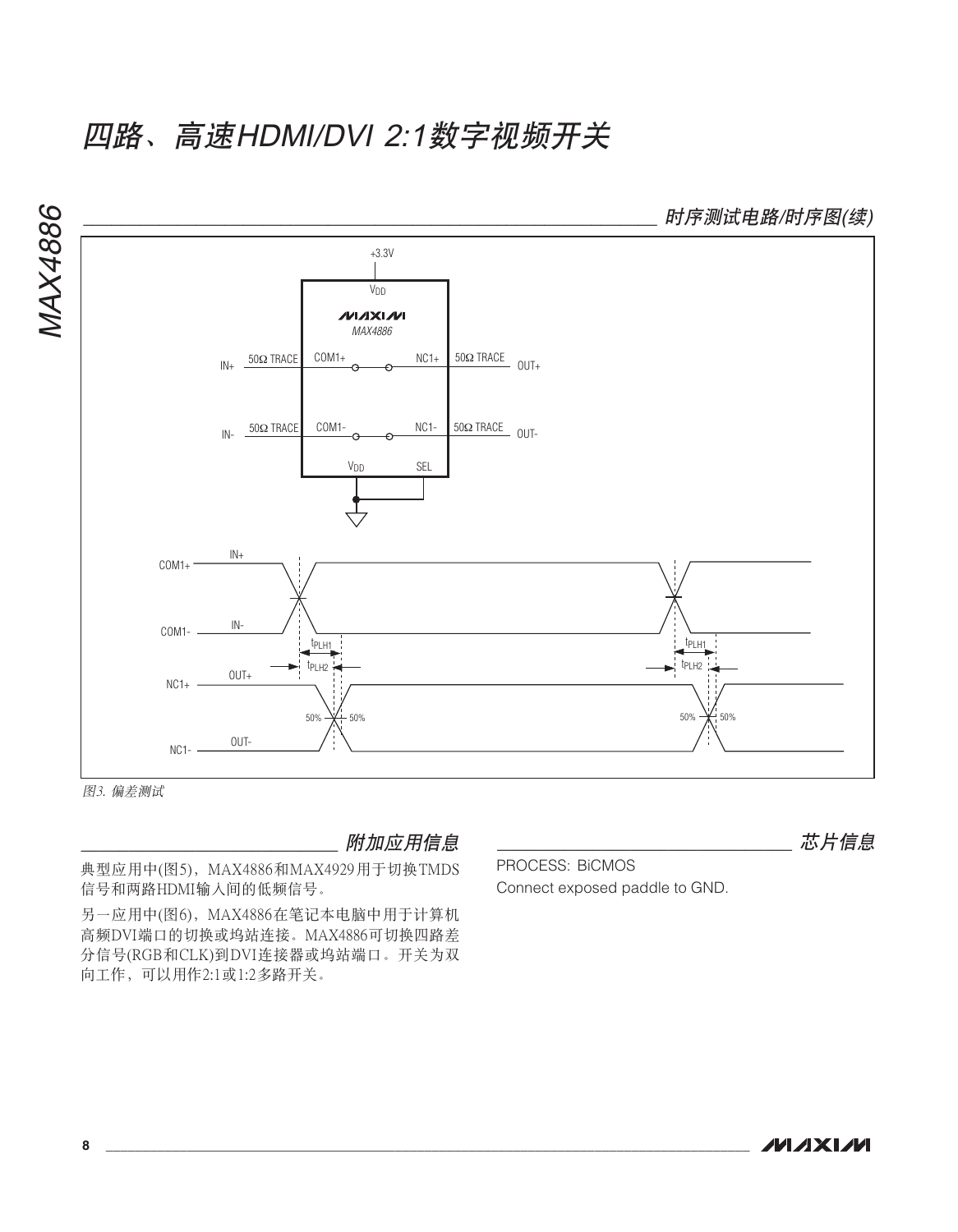## 时序测试电路/时序图(续)

图3. 偏差测试

## 附加应用信息

典型应用中(图5)，MAX4886和MAX4929用于切换TMDS信号和两路HDMI输入间的低频信号。

另一应用中(图6)，MAX4886在笔记本电脑中用于计算机高频DVI端口的切换或坞站连接。MAX4886可切换四路差分信号(RGB和CLK)到DVI连接器或坞站端口。开关为双向工作，可以用作2:1或1:2多路开关。

## 芯片信息

PROCESS: BiCMOS

Connect exposed paddle to GND.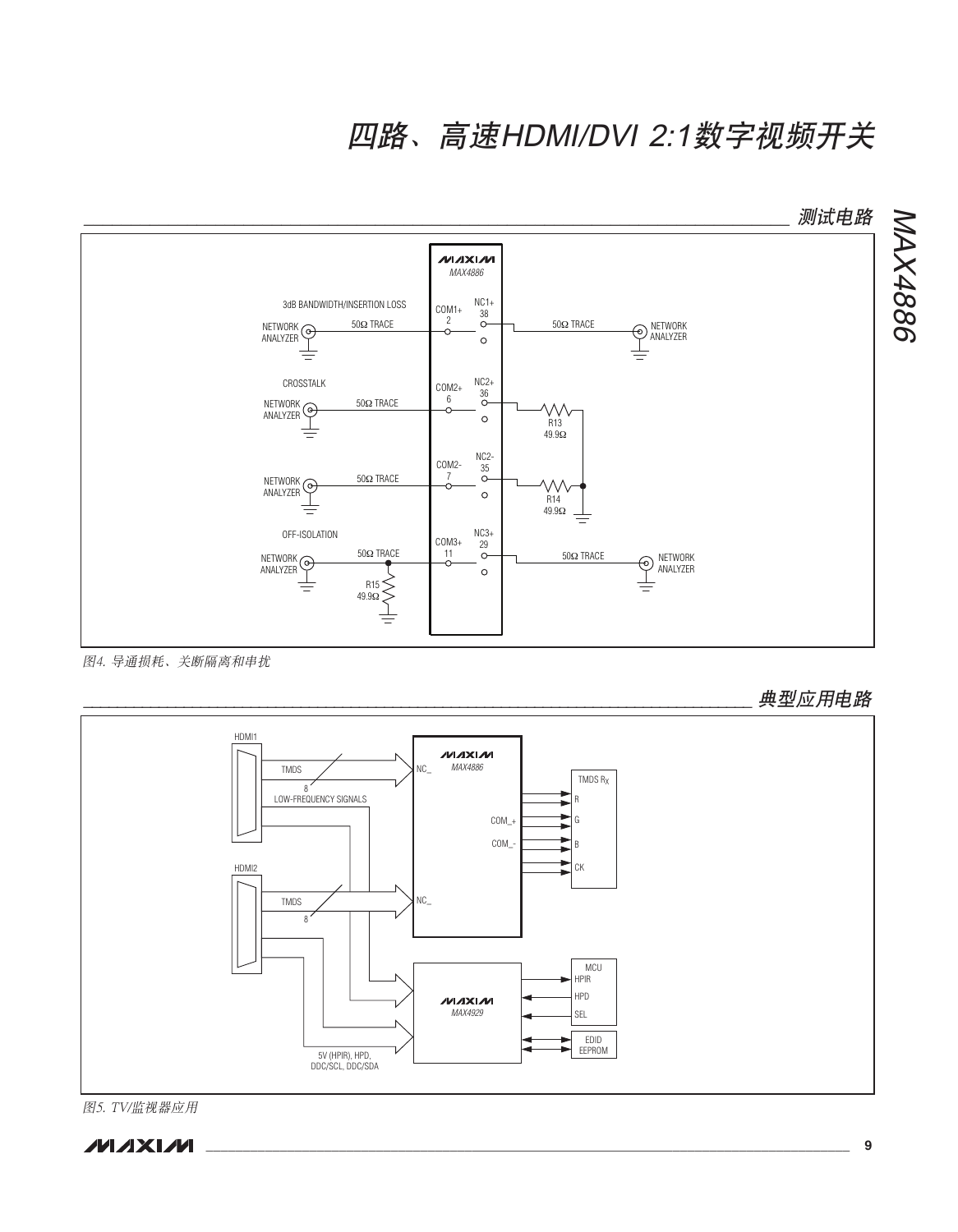## 测试电路

图4. 导通损耗、关断隔离和串扰

## 典型应用电路

图5. TV/监视器应用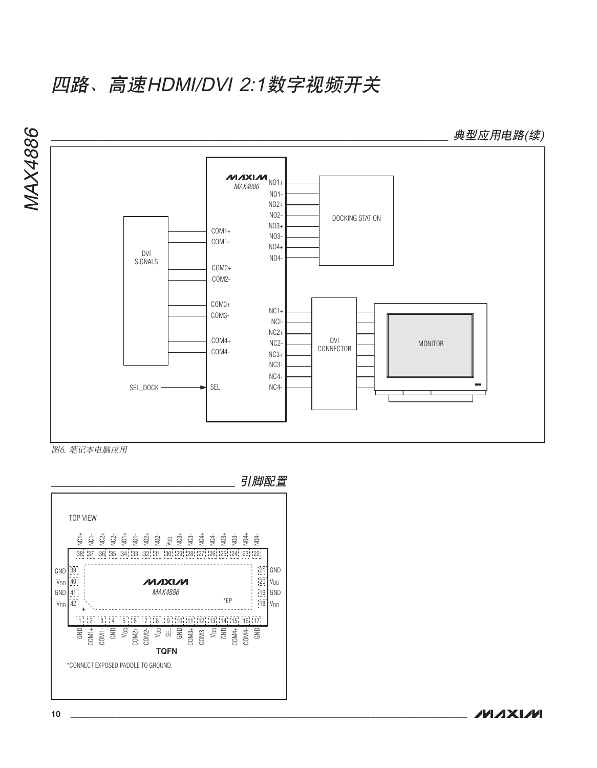## 典型应用电路(续)

图6. 笔记本电脑应用

## 引脚配置

*CONNECT EXPOSED PADDLE TO GROUND.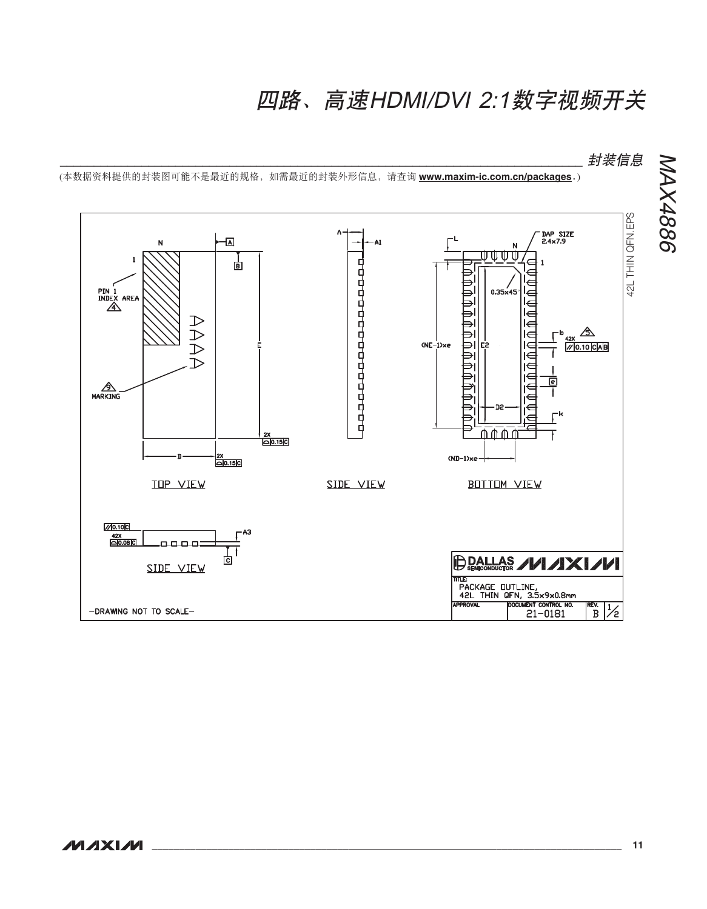## 封装信息

(本数据资料提供的封装图可能不是最近的规格，如需最近的封装外形信息，请查询 **www.maxim-ic.com.cn/packages**。)

42L THIN QFN.EPS

N

1

PIN 1 INDEX AREA 4

9 MARKING

A

B

E

D

2X 0.15 C

TOP VIEW

A

A1

SIDE VIEW

L

DAP SIZE 2.4x7.9

N

1

0.35x45°

(NE-1)xe

E2

b 42X 5

0.10 C A B

e

D2

k

(ND-1)xe

BOTTOM VIEW

0.10 C

42X 0.08 C

A3

C

SIDE VIEW

-DRAWING NOT TO SCALE-

DALLAS SEMICONDUCTOR MAXIM

TITLE: PACKAGE OUTLINE, 42L THIN QFN, 3.5x9x0.8mm

APPROVAL | DOCUMENT CONTROL NO. 21-0181 | REV. B | 1/2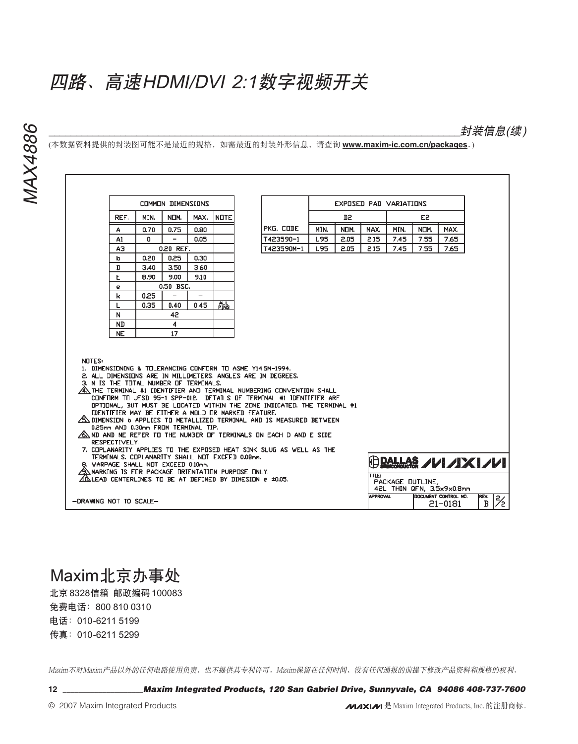## 封装信息(续)

(本数据资料提供的封装图可能不是最近的规格，如需最近的封装外形信息，请查询 **www.maxim-ic.com.cn/packages**。)

| COMMON DIMENSIONS | | | | |
|---|---|---|---|---|
| REF. | MIN. | NOM. | MAX. | NOTE |
| A | 0.70 | 0.75 | 0.80 | |
| A1 | 0 | - | 0.05 | |
| A3 | 0.20 REF. | | | |
| b | 0.20 | 0.25 | 0.30 | |
| D | 3.40 | 3.50 | 3.60 | |
| E | 8.90 | 9.00 | 9.10 | |
| e | 0.50 BSC. | | | |
| k | 0.25 | - | - | |
| L | 0.35 | 0.40 | 0.45 | ALL PINS |
| N | 42 | | | |
| ND | 4 | | | |
| NE | 17 | | | |

| | EXPOSED PAD VARIATIONS | | | | | |
|---|---|---|---|---|---|---|
| | D2 | | | E2 | | |
| PKG. CODE | MIN. | NOM. | MAX. | MIN. | NOM. | MAX. |
| T423590-1 | 1.95 | 2.05 | 2.15 | 7.45 | 7.55 | 7.65 |
| T423590M-1 | 1.95 | 2.05 | 2.15 | 7.45 | 7.55 | 7.65 |

NOTES:
1. DIMENSIONING & TOLERANCING CONFORM TO ASME Y14.5M-1994.
2. ALL DIMENSIONS ARE IN MILLIMETERS. ANGLES ARE IN DEGREES.
3. N IS THE TOTAL NUMBER OF TERMINALS.
4. THE TERMINAL #1 IDENTIFIER AND TERMINAL NUMBERING CONVENTION SHALL CONFORM TO JESD 95-1 SPP-012. DETAILS OF TERMINAL #1 IDENTIFIER ARE OPTIONAL, BUT MUST BE LOCATED WITHIN THE ZONE INDICATED. THE TERMINAL #1 IDENTIFIER MAY BE EITHER A MOLD OR MARKED FEATURE.
5. DIMENSION b APPLIES TO METALLIZED TERMINAL AND IS MEASURED BETWEEN 0.25mm AND 0.30mm FROM TERMINAL TIP.
6. ND AND NE REFER TO THE NUMBER OF TERMINALS ON EACH D AND E SIDE RESPECTIVELY.
7. COPLANARITY APPLIES TO THE EXPOSED HEAT SINK SLUG AS WELL AS THE TERMINALS. COPLANARITY SHALL NOT EXCEED 0.08mm.
8. WARPAGE SHALL NOT EXCEED 0.10mm.
9. MARKING IS FOR PACKAGE ORIENTATION PURPOSE ONLY.
10. LEAD CENTERLINES TO BE AT DEFINED BY DIMESION e ±0.05.

-DRAWING NOT TO SCALE-

DALLAS SEMICONDUCTOR MAXIM

TITLE: PACKAGE OUTLINE, 42L THIN QFN, 3.5x9x0.8mm

APPROVAL | DOCUMENT CONTROL NO. 21-0181 | REV. B | 2/2

## Maxim北京办事处

北京 8328信箱 邮政编码 100083

免费电话：800 810 0310

电话：010-6211 5199

传真：010-6211 5299

*Maxim不对Maxim产品以外的任何电路使用负责，也不提供其专利许可。Maxim保留在任何时间、没有任何通报的前提下修改产品资料和规格的权利。*

***Maxim Integrated Products, 120 San Gabriel Drive, Sunnyvale, CA 94086 408-737-7600***

© 2007 Maxim Integrated Products

MAXIM 是 Maxim Integrated Products, Inc. 的注册商标。